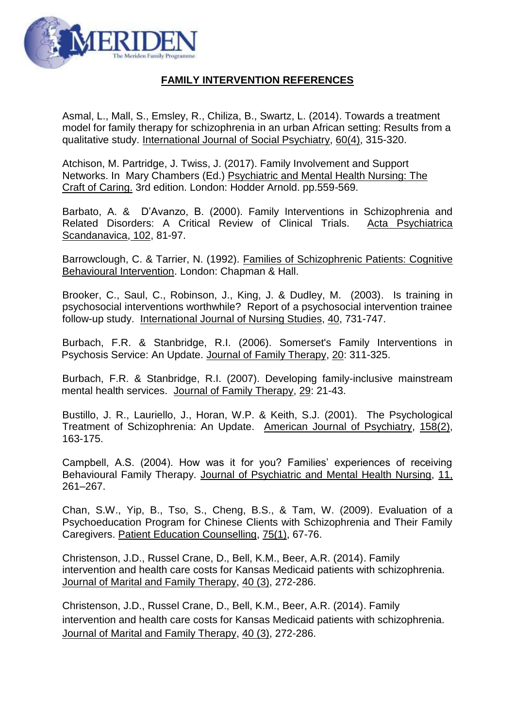## FAMILY INTERVENTION REFERENCES

Asmal, L., Mall, S., Emsley, R., Chiliza, B., Swartz, L. (2014). Towards a treatment model for family therapy for schizophrenia in an urban African setting: Results from a qualitative study. International Journal of Social Psychiatry, 60(4), 315-320.

Atchison, M. Partridge, J. Twiss, J. (2017). Family Involvement and Support Networks. In Mary Chambers (Ed.) Psychiatric and Mental Health Nursing: The Craft of Caring. 3rd edition. London: Hodder Arnold. pp.559-569.

Barbato, A. & D'Avanzo, B. (2000). Family Interventions in Schizophrenia and Related Disorders: A Critical Review of Clinical Trials. Acta Psychiatrica Scandanavica, 102, 81-97.

Barrowclough, C. & Tarrier, N. (1992). Families of Schizophrenic Patients: Cognitive Behavioural Intervention. London: Chapman & Hall.

Brooker, C., Saul, C., Robinson, J., King, J. & Dudley, M. (2003). Is training in psychosocial interventions worthwhile? Report of a psychosocial intervention trainee follow-up study. International Journal of Nursing Studies, 40, 731-747.

Burbach, F.R. & Stanbridge, R.I. (2006). Somerset's Family Interventions in Psychosis Service: An Update. Journal of Family Therapy, 20: 311-325.

Burbach, F.R. & Stanbridge, R.I. (2007). Developing family-inclusive mainstream mental health services. Journal of Family Therapy, 29: 21-43.

Bustillo, J. R., Lauriello, J., Horan, W.P. & Keith, S.J. (2001). The Psychological Treatment of Schizophrenia: An Update. American Journal of Psychiatry, 158(2), 163-175.

Campbell, A.S. (2004). How was it for you? Families' experiences of receiving Behavioural Family Therapy. Journal of Psychiatric and Mental Health Nursing, 11, 261–267.

Chan, S.W., Yip, B., Tso, S., Cheng, B.S., & Tam, W. (2009). Evaluation of a Psychoeducation Program for Chinese Clients with Schizophrenia and Their Family Caregivers. Patient Education Counselling, 75(1), 67-76.

Christenson, J.D., Russel Crane, D., Bell, K.M., Beer, A.R. (2014). Family intervention and health care costs for Kansas Medicaid patients with schizophrenia. Journal of Marital and Family Therapy, 40 (3), 272-286.

Christenson, J.D., Russel Crane, D., Bell, K.M., Beer, A.R. (2014). Family intervention and health care costs for Kansas Medicaid patients with schizophrenia. Journal of Marital and Family Therapy, 40 (3), 272-286.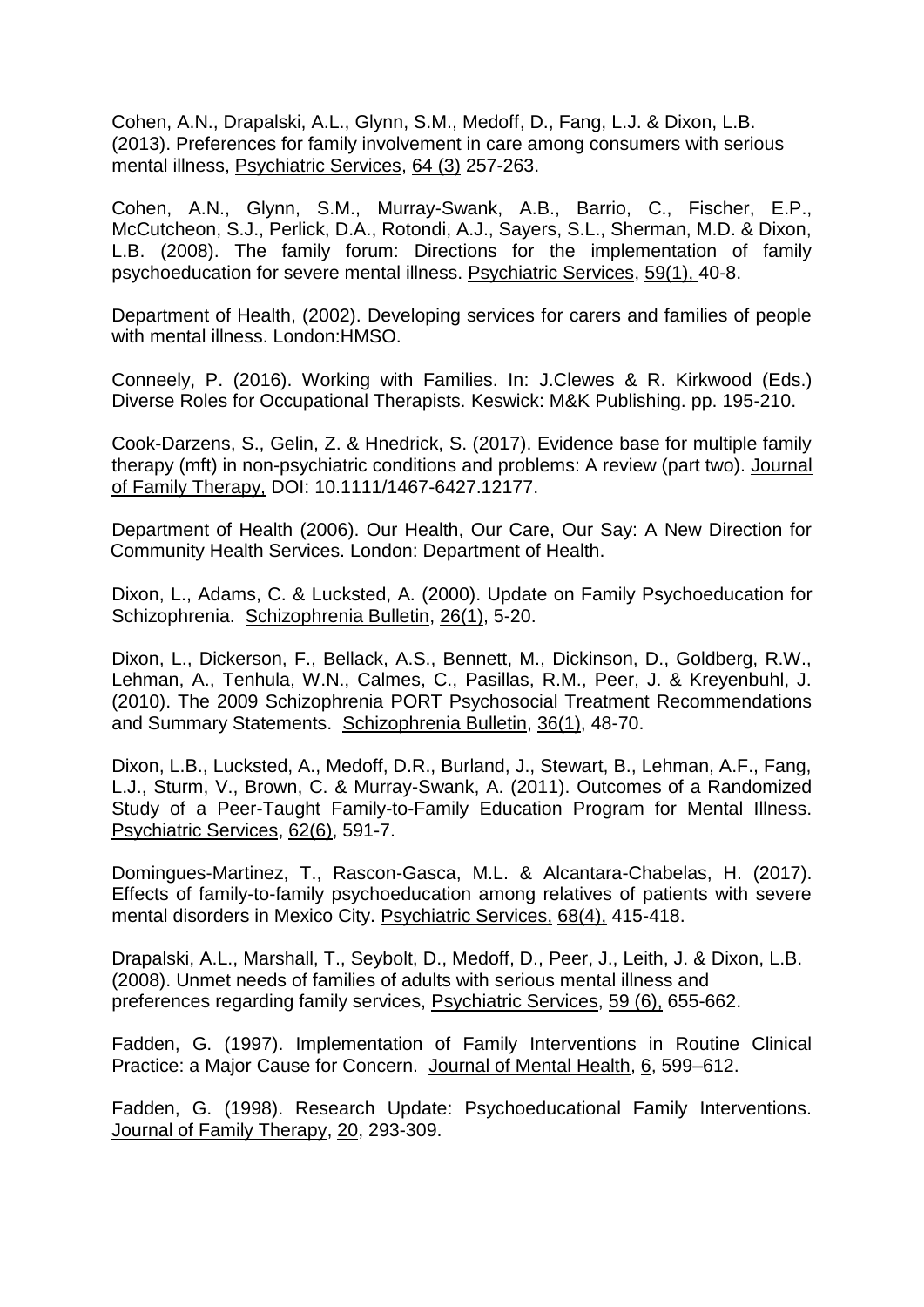Cohen, A.N., Drapalski, A.L., Glynn, S.M., Medoff, D., Fang, L.J. & Dixon, L.B. (2013). Preferences for family involvement in care among consumers with serious mental illness, Psychiatric Services, 64 (3) 257-263.

Cohen, A.N., Glynn, S.M., Murray-Swank, A.B., Barrio, C., Fischer, E.P., McCutcheon, S.J., Perlick, D.A., Rotondi, A.J., Sayers, S.L., Sherman, M.D. & Dixon, L.B. (2008). The family forum: Directions for the implementation of family psychoeducation for severe mental illness. Psychiatric Services, 59(1), 40-8.

Department of Health, (2002). Developing services for carers and families of people with mental illness. London:HMSO.

Conneely, P. (2016). Working with Families. In: J.Clewes & R. Kirkwood (Eds.) Diverse Roles for Occupational Therapists. Keswick: M&K Publishing. pp. 195-210.

Cook-Darzens, S., Gelin, Z. & Hnedrick, S. (2017). Evidence base for multiple family therapy (mft) in non-psychiatric conditions and problems: A review (part two). Journal of Family Therapy, DOI: 10.1111/1467-6427.12177.

Department of Health (2006). Our Health, Our Care, Our Say: A New Direction for Community Health Services. London: Department of Health.

Dixon, L., Adams, C. & Lucksted, A. (2000). Update on Family Psychoeducation for Schizophrenia. Schizophrenia Bulletin, 26(1), 5-20.

Dixon, L., Dickerson, F., Bellack, A.S., Bennett, M., Dickinson, D., Goldberg, R.W., Lehman, A., Tenhula, W.N., Calmes, C., Pasillas, R.M., Peer, J. & Kreyenbuhl, J. (2010). The 2009 Schizophrenia PORT Psychosocial Treatment Recommendations and Summary Statements. Schizophrenia Bulletin, 36(1), 48-70.

Dixon, L.B., Lucksted, A., Medoff, D.R., Burland, J., Stewart, B., Lehman, A.F., Fang, L.J., Sturm, V., Brown, C. & Murray-Swank, A. (2011). Outcomes of a Randomized Study of a Peer-Taught Family-to-Family Education Program for Mental Illness. Psychiatric Services, 62(6), 591-7.

Domingues-Martinez, T., Rascon-Gasca, M.L. & Alcantara-Chabelas, H. (2017). Effects of family-to-family psychoeducation among relatives of patients with severe mental disorders in Mexico City. Psychiatric Services, 68(4), 415-418.

Drapalski, A.L., Marshall, T., Seybolt, D., Medoff, D., Peer, J., Leith, J. & Dixon, L.B. (2008). Unmet needs of families of adults with serious mental illness and preferences regarding family services, Psychiatric Services, 59 (6), 655-662.

Fadden, G. (1997). Implementation of Family Interventions in Routine Clinical Practice: a Major Cause for Concern. Journal of Mental Health, 6, 599–612.

Fadden, G. (1998). Research Update: Psychoeducational Family Interventions. Journal of Family Therapy, 20, 293-309.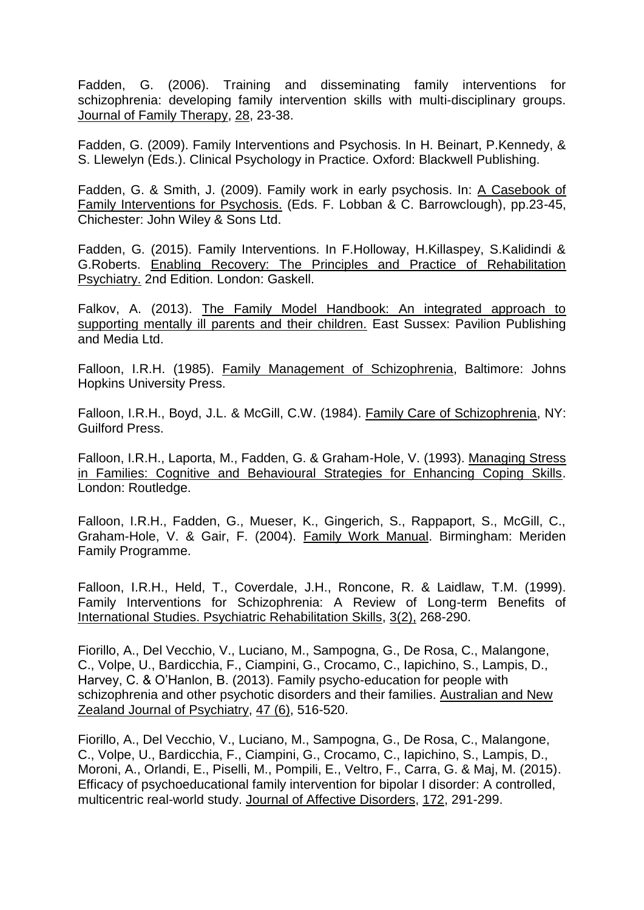Fadden, G. (2006). Training and disseminating family interventions for schizophrenia: developing family intervention skills with multi-disciplinary groups. Journal of Family Therapy, 28, 23-38.

Fadden, G. (2009). Family Interventions and Psychosis. In H. Beinart, P.Kennedy, & S. Llewelyn (Eds.). Clinical Psychology in Practice. Oxford: Blackwell Publishing.

Fadden, G. & Smith, J. (2009). Family work in early psychosis. In: A Casebook of Family Interventions for Psychosis. (Eds. F. Lobban & C. Barrowclough), pp.23-45, Chichester: John Wiley & Sons Ltd.

Fadden, G. (2015). Family Interventions. In F.Holloway, H.Killaspey, S.Kalidindi & G.Roberts. Enabling Recovery: The Principles and Practice of Rehabilitation Psychiatry. 2nd Edition. London: Gaskell.

Falkov, A. (2013). The Family Model Handbook: An integrated approach to supporting mentally ill parents and their children. East Sussex: Pavilion Publishing and Media Ltd.

Falloon, I.R.H. (1985). Family Management of Schizophrenia, Baltimore: Johns Hopkins University Press.

Falloon, I.R.H., Boyd, J.L. & McGill, C.W. (1984). Family Care of Schizophrenia, NY: Guilford Press.

Falloon, I.R.H., Laporta, M., Fadden, G. & Graham-Hole, V. (1993). Managing Stress in Families: Cognitive and Behavioural Strategies for Enhancing Coping Skills. London: Routledge.

Falloon, I.R.H., Fadden, G., Mueser, K., Gingerich, S., Rappaport, S., McGill, C., Graham-Hole, V. & Gair, F. (2004). Family Work Manual. Birmingham: Meriden Family Programme.

Falloon, I.R.H., Held, T., Coverdale, J.H., Roncone, R. & Laidlaw, T.M. (1999). Family Interventions for Schizophrenia: A Review of Long-term Benefits of International Studies. Psychiatric Rehabilitation Skills, 3(2), 268-290.

Fiorillo, A., Del Vecchio, V., Luciano, M., Sampogna, G., De Rosa, C., Malangone, C., Volpe, U., Bardicchia, F., Ciampini, G., Crocamo, C., Iapichino, S., Lampis, D., Harvey, C. & O'Hanlon, B. (2013). Family psycho-education for people with schizophrenia and other psychotic disorders and their families. Australian and New Zealand Journal of Psychiatry, 47 (6), 516-520.

Fiorillo, A., Del Vecchio, V., Luciano, M., Sampogna, G., De Rosa, C., Malangone, C., Volpe, U., Bardicchia, F., Ciampini, G., Crocamo, C., Iapichino, S., Lampis, D., Moroni, A., Orlandi, E., Piselli, M., Pompili, E., Veltro, F., Carra, G. & Maj, M. (2015). Efficacy of psychoeducational family intervention for bipolar I disorder: A controlled, multicentric real-world study. Journal of Affective Disorders, 172, 291-299.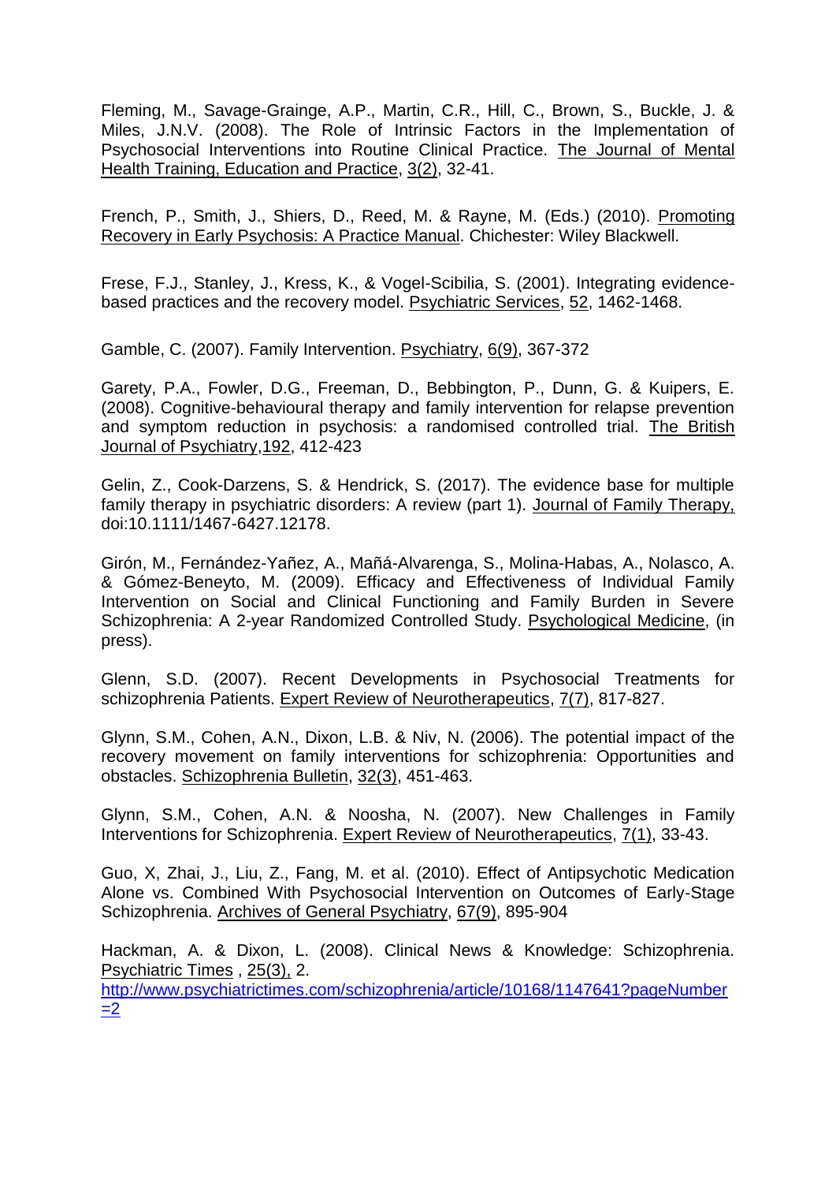Fleming, M., Savage-Grainge, A.P., Martin, C.R., Hill, C., Brown, S., Buckle, J. & Miles, J.N.V. (2008). The Role of Intrinsic Factors in the Implementation of Psychosocial Interventions into Routine Clinical Practice. The Journal of Mental Health Training, Education and Practice, 3(2), 32-41.

French, P., Smith, J., Shiers, D., Reed, M. & Rayne, M. (Eds.) (2010). Promoting Recovery in Early Psychosis: A Practice Manual. Chichester: Wiley Blackwell.

Frese, F.J., Stanley, J., Kress, K., & Vogel-Scibilia, S. (2001). Integrating evidence-based practices and the recovery model. Psychiatric Services, 52, 1462-1468.

Gamble, C. (2007). Family Intervention. Psychiatry, 6(9), 367-372

Garety, P.A., Fowler, D.G., Freeman, D., Bebbington, P., Dunn, G. & Kuipers, E. (2008). Cognitive-behavioural therapy and family intervention for relapse prevention and symptom reduction in psychosis: a randomised controlled trial. The British Journal of Psychiatry,192, 412-423

Gelin, Z., Cook-Darzens, S. & Hendrick, S. (2017). The evidence base for multiple family therapy in psychiatric disorders: A review (part 1). Journal of Family Therapy, doi:10.1111/1467-6427.12178.

Girón, M., Fernández-Yañez, A., Mañá-Alvarenga, S., Molina-Habas, A., Nolasco, A. & Gómez-Beneyto, M. (2009). Efficacy and Effectiveness of Individual Family Intervention on Social and Clinical Functioning and Family Burden in Severe Schizophrenia: A 2-year Randomized Controlled Study. Psychological Medicine, (in press).

Glenn, S.D. (2007). Recent Developments in Psychosocial Treatments for schizophrenia Patients. Expert Review of Neurotherapeutics, 7(7), 817-827.

Glynn, S.M., Cohen, A.N., Dixon, L.B. & Niv, N. (2006). The potential impact of the recovery movement on family interventions for schizophrenia: Opportunities and obstacles. Schizophrenia Bulletin, 32(3), 451-463.

Glynn, S.M., Cohen, A.N. & Noosha, N. (2007). New Challenges in Family Interventions for Schizophrenia. Expert Review of Neurotherapeutics, 7(1), 33-43.

Guo, X, Zhai, J., Liu, Z., Fang, M. et al. (2010). Effect of Antipsychotic Medication Alone vs. Combined With Psychosocial Intervention on Outcomes of Early-Stage Schizophrenia. Archives of General Psychiatry, 67(9), 895-904

Hackman, A. & Dixon, L. (2008). Clinical News & Knowledge: Schizophrenia. Psychiatric Times , 25(3), 2. http://www.psychiatrictimes.com/schizophrenia/article/10168/1147641?pageNumber=2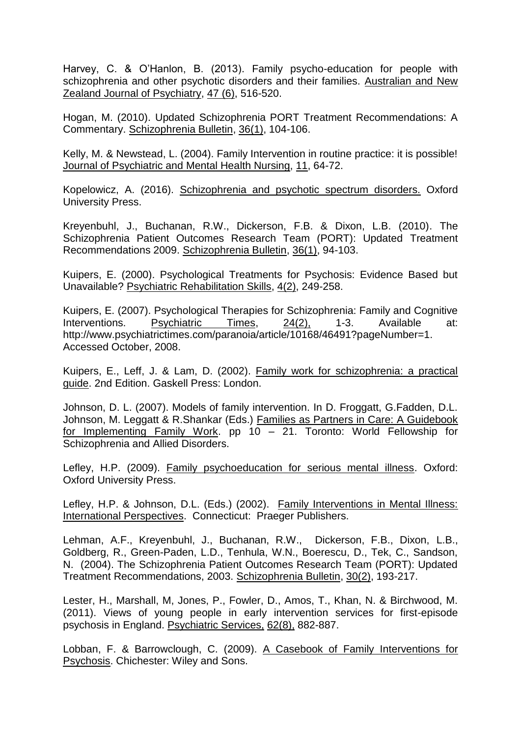Harvey, C. & O'Hanlon, B. (2013). Family psycho-education for people with schizophrenia and other psychotic disorders and their families. Australian and New Zealand Journal of Psychiatry, 47 (6), 516-520.

Hogan, M. (2010). Updated Schizophrenia PORT Treatment Recommendations: A Commentary. Schizophrenia Bulletin, 36(1), 104-106.

Kelly, M. & Newstead, L. (2004). Family Intervention in routine practice: it is possible! Journal of Psychiatric and Mental Health Nursing, 11, 64-72.

Kopelowicz, A. (2016). Schizophrenia and psychotic spectrum disorders. Oxford University Press.

Kreyenbuhl, J., Buchanan, R.W., Dickerson, F.B. & Dixon, L.B. (2010). The Schizophrenia Patient Outcomes Research Team (PORT): Updated Treatment Recommendations 2009. Schizophrenia Bulletin, 36(1), 94-103.

Kuipers, E. (2000). Psychological Treatments for Psychosis: Evidence Based but Unavailable? Psychiatric Rehabilitation Skills, 4(2), 249-258.

Kuipers, E. (2007). Psychological Therapies for Schizophrenia: Family and Cognitive Interventions. Psychiatric Times, 24(2), 1-3. Available at: http://www.psychiatrictimes.com/paranoia/article/10168/46491?pageNumber=1. Accessed October, 2008.

Kuipers, E., Leff, J. & Lam, D. (2002). Family work for schizophrenia: a practical guide. 2nd Edition. Gaskell Press: London.

Johnson, D. L. (2007). Models of family intervention. In D. Froggatt, G.Fadden, D.L. Johnson, M. Leggatt & R.Shankar (Eds.) Families as Partners in Care: A Guidebook for Implementing Family Work. pp 10 – 21. Toronto: World Fellowship for Schizophrenia and Allied Disorders.

Lefley, H.P. (2009). Family psychoeducation for serious mental illness. Oxford: Oxford University Press.

Lefley, H.P. & Johnson, D.L. (Eds.) (2002). Family Interventions in Mental Illness: International Perspectives. Connecticut: Praeger Publishers.

Lehman, A.F., Kreyenbuhl, J., Buchanan, R.W., Dickerson, F.B., Dixon, L.B., Goldberg, R., Green-Paden, L.D., Tenhula, W.N., Boerescu, D., Tek, C., Sandson, N. (2004). The Schizophrenia Patient Outcomes Research Team (PORT): Updated Treatment Recommendations, 2003. Schizophrenia Bulletin, 30(2), 193-217.

Lester, H., Marshall, M, Jones, P., Fowler, D., Amos, T., Khan, N. & Birchwood, M. (2011). Views of young people in early intervention services for first-episode psychosis in England. Psychiatric Services, 62(8), 882-887.

Lobban, F. & Barrowclough, C. (2009). A Casebook of Family Interventions for Psychosis. Chichester: Wiley and Sons.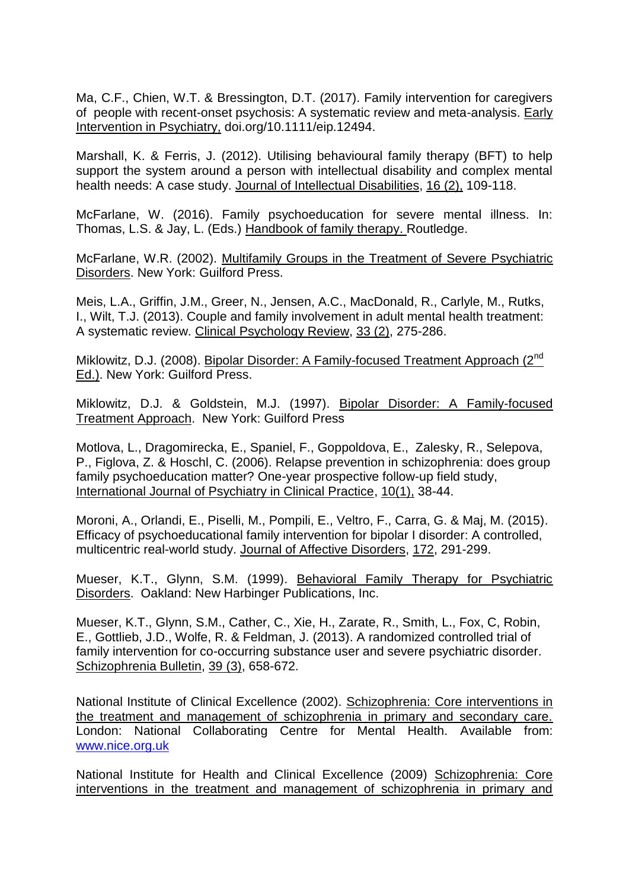Ma, C.F., Chien, W.T. & Bressington, D.T. (2017). Family intervention for caregivers of people with recent-onset psychosis: A systematic review and meta-analysis. Early Intervention in Psychiatry, doi.org/10.1111/eip.12494.

Marshall, K. & Ferris, J. (2012). Utilising behavioural family therapy (BFT) to help support the system around a person with intellectual disability and complex mental health needs: A case study. Journal of Intellectual Disabilities, 16 (2), 109-118.

McFarlane, W. (2016). Family psychoeducation for severe mental illness. In: Thomas, L.S. & Jay, L. (Eds.) Handbook of family therapy. Routledge.

McFarlane, W.R. (2002). Multifamily Groups in the Treatment of Severe Psychiatric Disorders. New York: Guilford Press.

Meis, L.A., Griffin, J.M., Greer, N., Jensen, A.C., MacDonald, R., Carlyle, M., Rutks, I., Wilt, T.J. (2013). Couple and family involvement in adult mental health treatment: A systematic review. Clinical Psychology Review, 33 (2), 275-286.

Miklowitz, D.J. (2008). Bipolar Disorder: A Family-focused Treatment Approach (2nd Ed.). New York: Guilford Press.

Miklowitz, D.J. & Goldstein, M.J. (1997). Bipolar Disorder: A Family-focused Treatment Approach. New York: Guilford Press

Motlova, L., Dragomirecka, E., Spaniel, F., Goppoldova, E., Zalesky, R., Selepova, P., Figlova, Z. & Hoschl, C. (2006). Relapse prevention in schizophrenia: does group family psychoeducation matter? One-year prospective follow-up field study, International Journal of Psychiatry in Clinical Practice, 10(1), 38-44.

Moroni, A., Orlandi, E., Piselli, M., Pompili, E., Veltro, F., Carra, G. & Maj, M. (2015). Efficacy of psychoeducational family intervention for bipolar I disorder: A controlled, multicentric real-world study. Journal of Affective Disorders, 172, 291-299.

Mueser, K.T., Glynn, S.M. (1999). Behavioral Family Therapy for Psychiatric Disorders. Oakland: New Harbinger Publications, Inc.

Mueser, K.T., Glynn, S.M., Cather, C., Xie, H., Zarate, R., Smith, L., Fox, C, Robin, E., Gottlieb, J.D., Wolfe, R. & Feldman, J. (2013). A randomized controlled trial of family intervention for co-occurring substance user and severe psychiatric disorder. Schizophrenia Bulletin, 39 (3), 658-672.

National Institute of Clinical Excellence (2002). Schizophrenia: Core interventions in the treatment and management of schizophrenia in primary and secondary care. London: National Collaborating Centre for Mental Health. Available from: www.nice.org.uk

National Institute for Health and Clinical Excellence (2009) Schizophrenia: Core interventions in the treatment and management of schizophrenia in primary and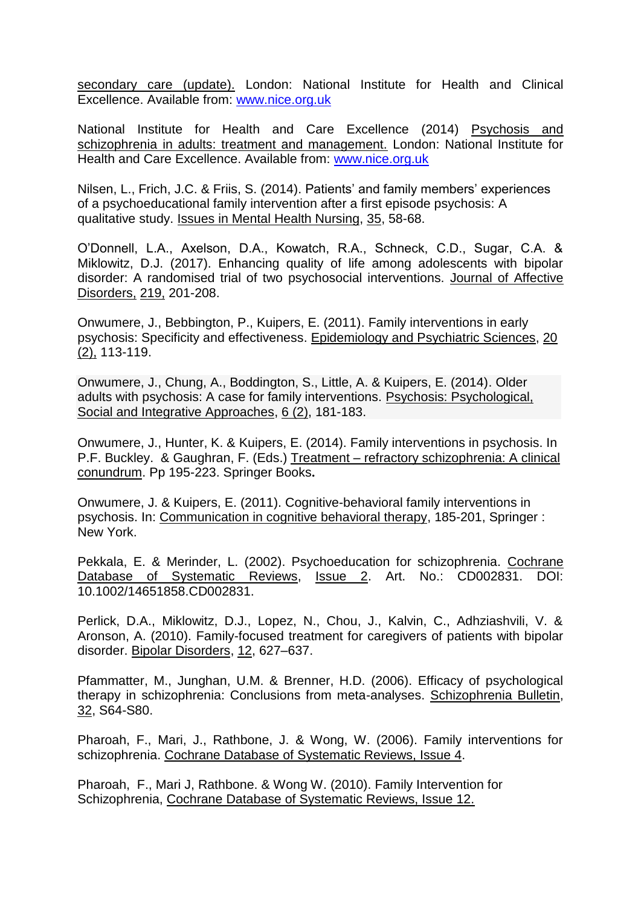secondary care (update). London: National Institute for Health and Clinical Excellence. Available from: www.nice.org.uk

National Institute for Health and Care Excellence (2014) Psychosis and schizophrenia in adults: treatment and management. London: National Institute for Health and Care Excellence. Available from: www.nice.org.uk

Nilsen, L., Frich, J.C. & Friis, S. (2014). Patients' and family members' experiences of a psychoeducational family intervention after a first episode psychosis: A qualitative study. Issues in Mental Health Nursing, 35, 58-68.

O'Donnell, L.A., Axelson, D.A., Kowatch, R.A., Schneck, C.D., Sugar, C.A. & Miklowitz, D.J. (2017). Enhancing quality of life among adolescents with bipolar disorder: A randomised trial of two psychosocial interventions. Journal of Affective Disorders, 219, 201-208.

Onwumere, J., Bebbington, P., Kuipers, E. (2011). Family interventions in early psychosis: Specificity and effectiveness. Epidemiology and Psychiatric Sciences, 20 (2), 113-119.

Onwumere, J., Chung, A., Boddington, S., Little, A. & Kuipers, E. (2014). Older adults with psychosis: A case for family interventions. Psychosis: Psychological, Social and Integrative Approaches, 6 (2), 181-183.

Onwumere, J., Hunter, K. & Kuipers, E. (2014). Family interventions in psychosis. In P.F. Buckley. & Gaughran, F. (Eds.) Treatment – refractory schizophrenia: A clinical conundrum. Pp 195-223. Springer Books**.**

Onwumere, J. & Kuipers, E. (2011). Cognitive-behavioral family interventions in psychosis. In: Communication in cognitive behavioral therapy, 185-201, Springer : New York.

Pekkala, E. & Merinder, L. (2002). Psychoeducation for schizophrenia. Cochrane Database of Systematic Reviews, Issue 2. Art. No.: CD002831. DOI: 10.1002/14651858.CD002831.

Perlick, D.A., Miklowitz, D.J., Lopez, N., Chou, J., Kalvin, C., Adhziashvili, V. & Aronson, A. (2010). Family-focused treatment for caregivers of patients with bipolar disorder. Bipolar Disorders, 12, 627–637.

Pfammatter, M., Junghan, U.M. & Brenner, H.D. (2006). Efficacy of psychological therapy in schizophrenia: Conclusions from meta-analyses. Schizophrenia Bulletin, 32, S64-S80.

Pharoah, F., Mari, J., Rathbone, J. & Wong, W. (2006). Family interventions for schizophrenia. Cochrane Database of Systematic Reviews, Issue 4.

Pharoah, F., Mari J, Rathbone. & Wong W. (2010). Family Intervention for Schizophrenia, Cochrane Database of Systematic Reviews, Issue 12.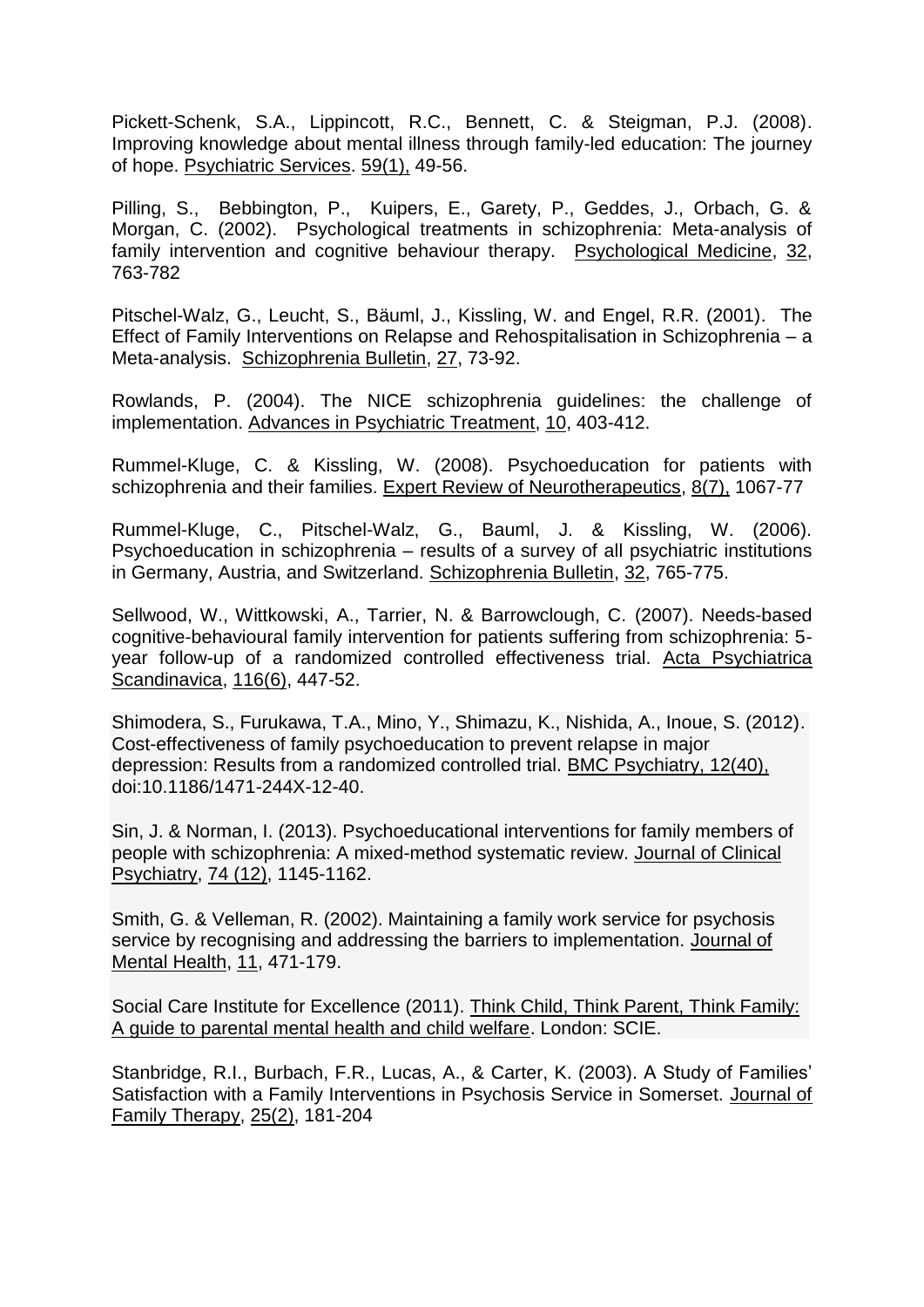Pickett-Schenk, S.A., Lippincott, R.C., Bennett, C. & Steigman, P.J. (2008). Improving knowledge about mental illness through family-led education: The journey of hope. Psychiatric Services. 59(1), 49-56.

Pilling, S., Bebbington, P., Kuipers, E., Garety, P., Geddes, J., Orbach, G. & Morgan, C. (2002). Psychological treatments in schizophrenia: Meta-analysis of family intervention and cognitive behaviour therapy. Psychological Medicine, 32, 763-782

Pitschel-Walz, G., Leucht, S., Bäuml, J., Kissling, W. and Engel, R.R. (2001). The Effect of Family Interventions on Relapse and Rehospitalisation in Schizophrenia – a Meta-analysis. Schizophrenia Bulletin, 27, 73-92.

Rowlands, P. (2004). The NICE schizophrenia guidelines: the challenge of implementation. Advances in Psychiatric Treatment, 10, 403-412.

Rummel-Kluge, C. & Kissling, W. (2008). Psychoeducation for patients with schizophrenia and their families. Expert Review of Neurotherapeutics, 8(7), 1067-77

Rummel-Kluge, C., Pitschel-Walz, G., Bauml, J. & Kissling, W. (2006). Psychoeducation in schizophrenia – results of a survey of all psychiatric institutions in Germany, Austria, and Switzerland. Schizophrenia Bulletin, 32, 765-775.

Sellwood, W., Wittkowski, A., Tarrier, N. & Barrowclough, C. (2007). Needs-based cognitive-behavioural family intervention for patients suffering from schizophrenia: 5-year follow-up of a randomized controlled effectiveness trial. Acta Psychiatrica Scandinavica, 116(6), 447-52.

Shimodera, S., Furukawa, T.A., Mino, Y., Shimazu, K., Nishida, A., Inoue, S. (2012). Cost-effectiveness of family psychoeducation to prevent relapse in major depression: Results from a randomized controlled trial. BMC Psychiatry, 12(40), doi:10.1186/1471-244X-12-40.

Sin, J. & Norman, I. (2013). Psychoeducational interventions for family members of people with schizophrenia: A mixed-method systematic review. Journal of Clinical Psychiatry, 74 (12), 1145-1162.

Smith, G. & Velleman, R. (2002). Maintaining a family work service for psychosis service by recognising and addressing the barriers to implementation. Journal of Mental Health, 11, 471-179.

Social Care Institute for Excellence (2011). Think Child, Think Parent, Think Family: A guide to parental mental health and child welfare. London: SCIE.

Stanbridge, R.I., Burbach, F.R., Lucas, A., & Carter, K. (2003). A Study of Families' Satisfaction with a Family Interventions in Psychosis Service in Somerset. Journal of Family Therapy, 25(2), 181-204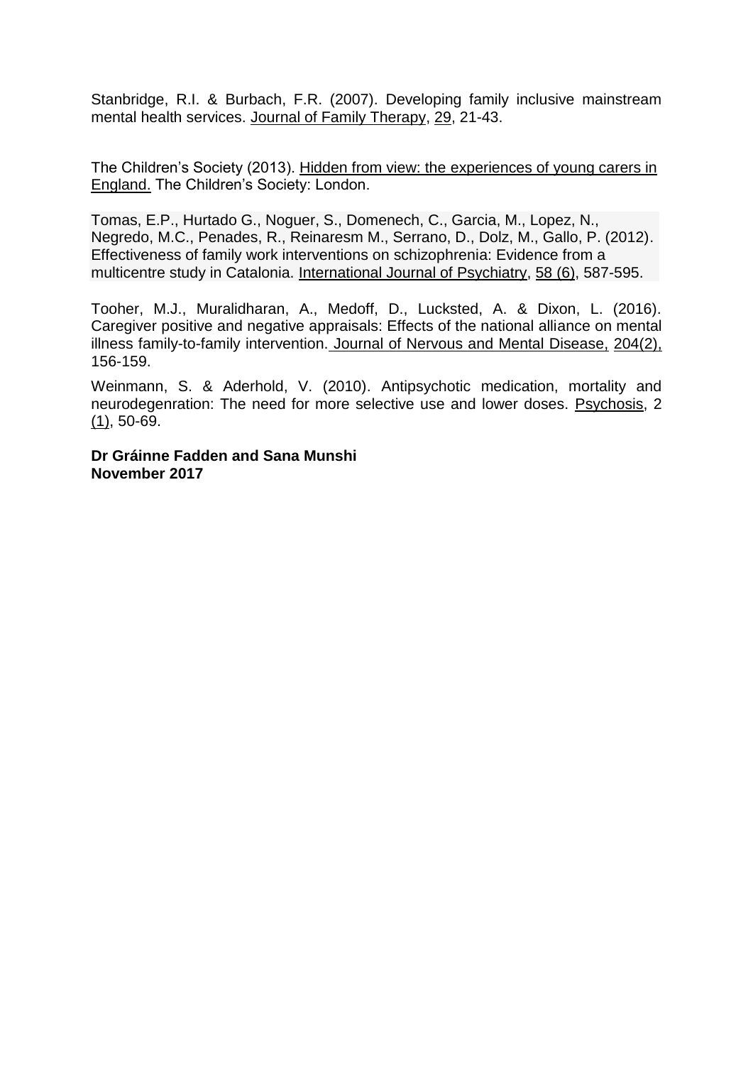Stanbridge, R.I. & Burbach, F.R. (2007). Developing family inclusive mainstream mental health services. Journal of Family Therapy, 29, 21-43.

The Children's Society (2013). Hidden from view: the experiences of young carers in England. The Children's Society: London.

Tomas, E.P., Hurtado G., Noguer, S., Domenech, C., Garcia, M., Lopez, N., Negredo, M.C., Penades, R., Reinaresm M., Serrano, D., Dolz, M., Gallo, P. (2012). Effectiveness of family work interventions on schizophrenia: Evidence from a multicentre study in Catalonia. International Journal of Psychiatry, 58 (6), 587-595.

Tooher, M.J., Muralidharan, A., Medoff, D., Lucksted, A. & Dixon, L. (2016). Caregiver positive and negative appraisals: Effects of the national alliance on mental illness family-to-family intervention. Journal of Nervous and Mental Disease, 204(2), 156-159.

Weinmann, S. & Aderhold, V. (2010). Antipsychotic medication, mortality and neurodegenration: The need for more selective use and lower doses. Psychosis, 2 (1), 50-69.

**Dr Gráinne Fadden and Sana Munshi**
**November 2017**